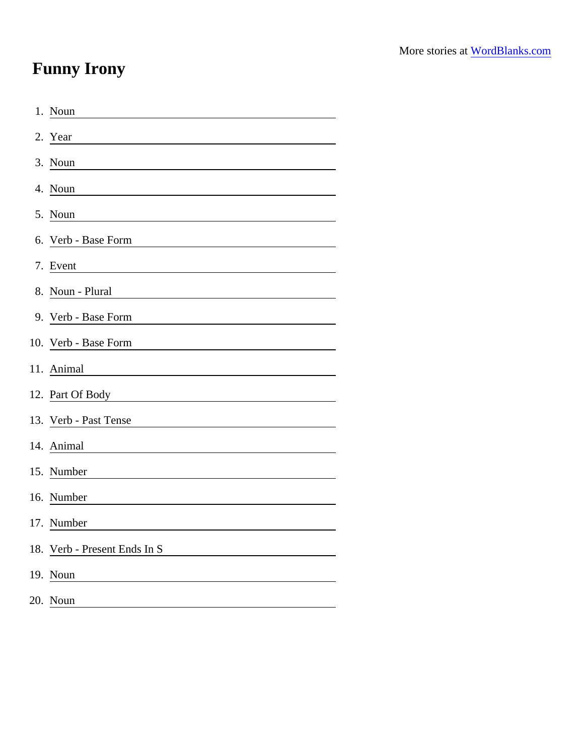More stories at [WordBlanks.com](https://www.wordblanks.com)

# Funny Irony

1. Noun \_\_\_\_\_\_\_\_\_\_\_\_\_\_\_\_
2. Year \_\_\_\_\_\_\_\_\_\_\_\_\_\_\_\_
3. Noun \_\_\_\_\_\_\_\_\_\_\_\_\_\_\_\_
4. Noun \_\_\_\_\_\_\_\_\_\_\_\_\_\_\_\_
5. Noun \_\_\_\_\_\_\_\_\_\_\_\_\_\_\_\_
6. Verb - Base Form \_\_\_\_\_\_\_\_\_\_\_\_\_\_\_\_
7. Event \_\_\_\_\_\_\_\_\_\_\_\_\_\_\_\_
8. Noun - Plural \_\_\_\_\_\_\_\_\_\_\_\_\_\_\_\_
9. Verb - Base Form \_\_\_\_\_\_\_\_\_\_\_\_\_\_\_\_
10. Verb - Base Form \_\_\_\_\_\_\_\_\_\_\_\_\_\_\_\_
11. Animal \_\_\_\_\_\_\_\_\_\_\_\_\_\_\_\_
12. Part Of Body \_\_\_\_\_\_\_\_\_\_\_\_\_\_\_\_
13. Verb - Past Tense \_\_\_\_\_\_\_\_\_\_\_\_\_\_\_\_
14. Animal \_\_\_\_\_\_\_\_\_\_\_\_\_\_\_\_
15. Number \_\_\_\_\_\_\_\_\_\_\_\_\_\_\_\_
16. Number \_\_\_\_\_\_\_\_\_\_\_\_\_\_\_\_
17. Number \_\_\_\_\_\_\_\_\_\_\_\_\_\_\_\_
18. Verb - Present Ends In S \_\_\_\_\_\_\_\_\_\_\_\_\_\_\_\_
19. Noun \_\_\_\_\_\_\_\_\_\_\_\_\_\_\_\_
20. Noun \_\_\_\_\_\_\_\_\_\_\_\_\_\_\_\_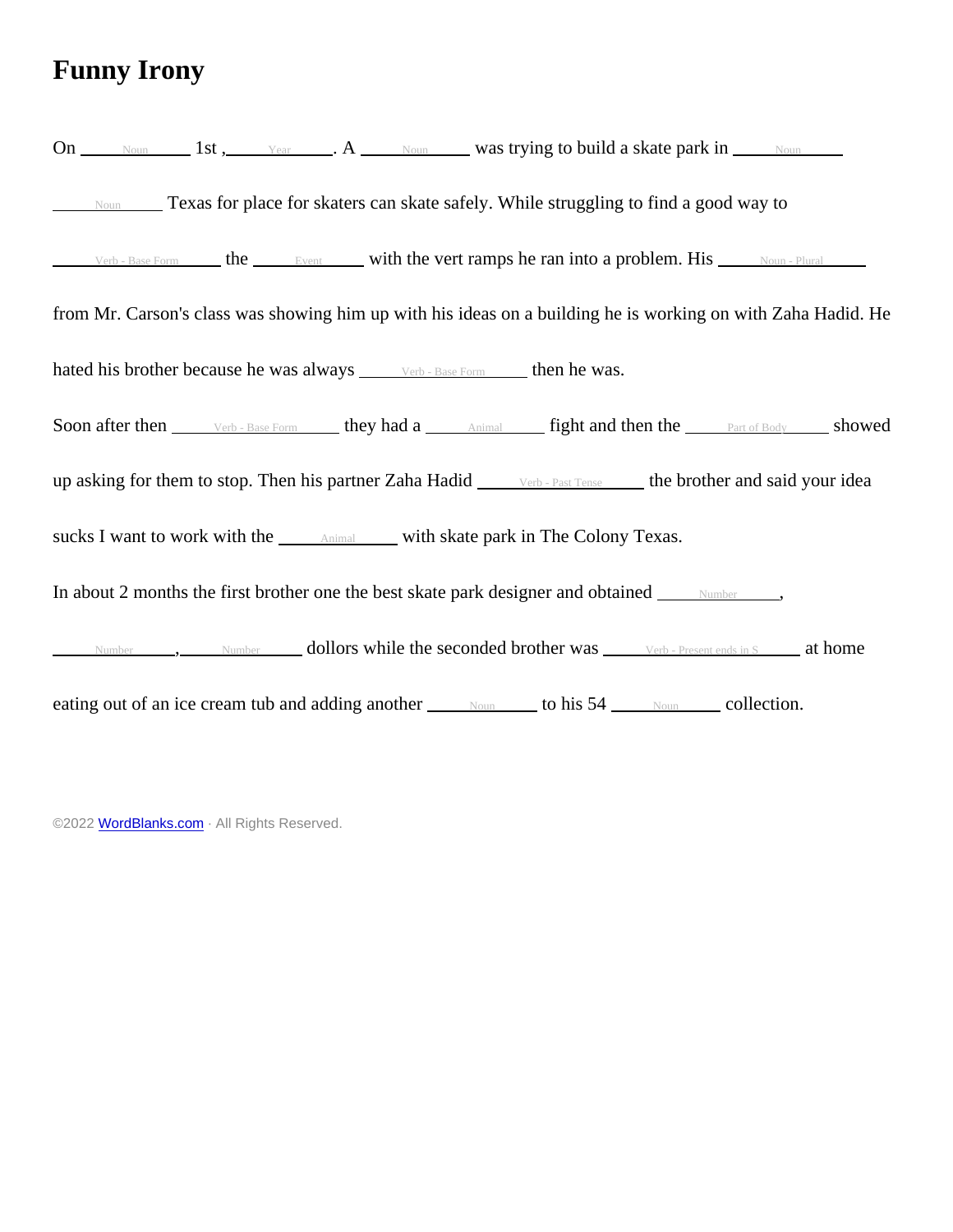# Funny Irony

On \_\_\_\_\_Noun\_\_\_\_\_ 1st ,\_\_\_\_\_Year\_\_\_\_\_. A \_\_\_\_\_Noun\_\_\_\_\_ was trying to build a skate park in \_\_\_\_\_Noun\_\_\_\_\_ \_\_\_\_\_Noun\_\_\_\_\_ Texas for place for skaters can skate safely. While struggling to find a good way to \_\_\_\_\_Verb - Base Form\_\_\_\_\_ the \_\_\_\_\_Event\_\_\_\_\_ with the vert ramps he ran into a problem. His \_\_\_\_\_Noun - Plural\_\_\_\_\_ from Mr. Carson's class was showing him up with his ideas on a building he is working on with Zaha Hadid. He hated his brother because he was always \_\_\_\_\_Verb - Base Form\_\_\_\_\_ then he was.

Soon after then \_\_\_\_\_Verb - Base Form\_\_\_\_\_ they had a \_\_\_\_\_Animal\_\_\_\_\_ fight and then the \_\_\_\_\_Part of Body\_\_\_\_\_ showed up asking for them to stop. Then his partner Zaha Hadid \_\_\_\_\_Verb - Past Tense\_\_\_\_\_ the brother and said your idea sucks I want to work with the \_\_\_\_\_Animal\_\_\_\_\_ with skate park in The Colony Texas.

In about 2 months the first brother one the best skate park designer and obtained \_\_\_\_\_Number\_\_\_\_\_, \_\_\_\_\_Number\_\_\_\_\_, \_\_\_\_\_Number\_\_\_\_\_ dollors while the seconded brother was \_\_\_\_\_Verb - Present ends in S\_\_\_\_\_ at home eating out of an ice cream tub and adding another \_\_\_\_\_Noun\_\_\_\_\_ to his 54 \_\_\_\_\_Noun\_\_\_\_\_ collection.

©2022 WordBlanks.com · All Rights Reserved.